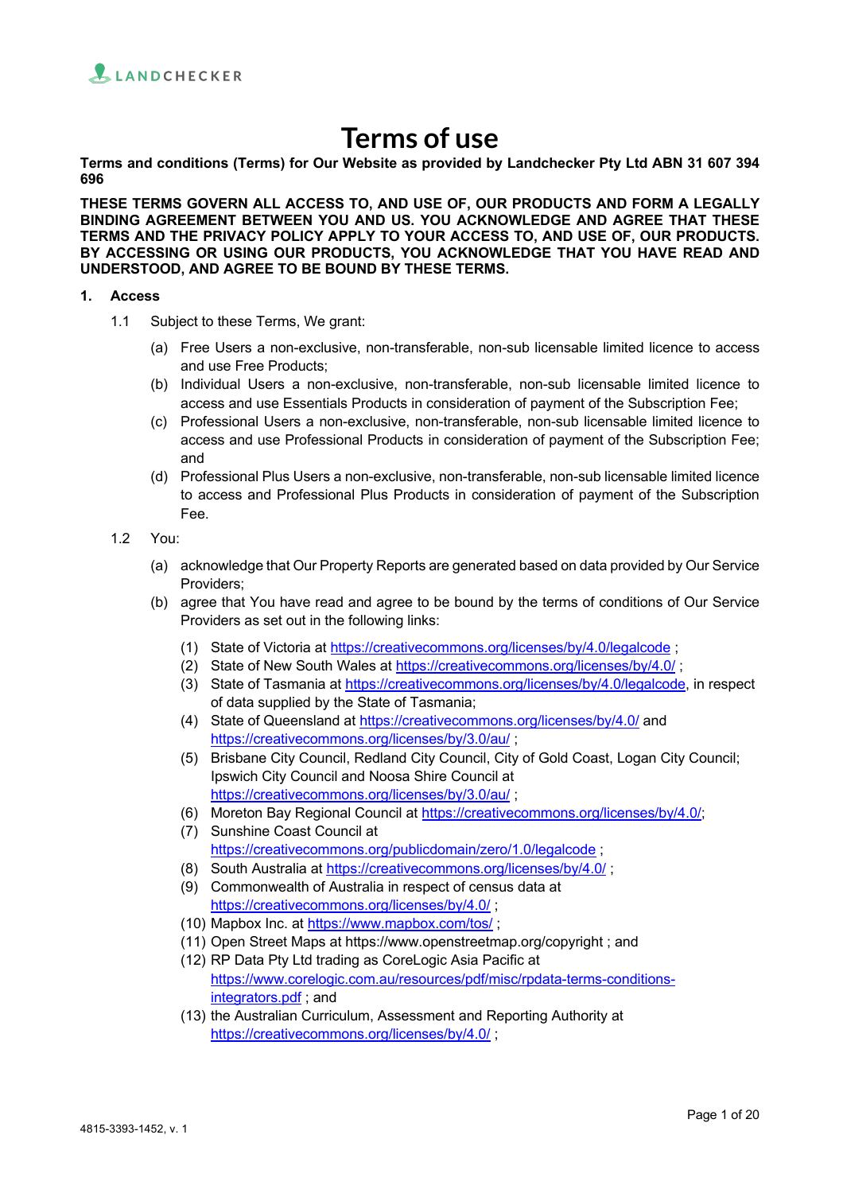LANDCHECKER

# Terms of use

**Terms and conditions (Terms) for Our Website as provided by Landchecker Pty Ltd ABN 31 607 394 696**

**THESE TERMS GOVERN ALL ACCESS TO, AND USE OF, OUR PRODUCTS AND FORM A LEGALLY BINDING AGREEMENT BETWEEN YOU AND US. YOU ACKNOWLEDGE AND AGREE THAT THESE TERMS AND THE PRIVACY POLICY APPLY TO YOUR ACCESS TO, AND USE OF, OUR PRODUCTS. BY ACCESSING OR USING OUR PRODUCTS, YOU ACKNOWLEDGE THAT YOU HAVE READ AND UNDERSTOOD, AND AGREE TO BE BOUND BY THESE TERMS.**

## 1. Access

1.1 Subject to these Terms, We grant:

(a) Free Users a non-exclusive, non-transferable, non-sub licensable limited licence to access and use Free Products;

(b) Individual Users a non-exclusive, non-transferable, non-sub licensable limited licence to access and use Essentials Products in consideration of payment of the Subscription Fee;

(c) Professional Users a non-exclusive, non-transferable, non-sub licensable limited licence to access and use Professional Products in consideration of payment of the Subscription Fee; and

(d) Professional Plus Users a non-exclusive, non-transferable, non-sub licensable limited licence to access and Professional Plus Products in consideration of payment of the Subscription Fee.

1.2 You:

(a) acknowledge that Our Property Reports are generated based on data provided by Our Service Providers;

(b) agree that You have read and agree to be bound by the terms of conditions of Our Service Providers as set out in the following links:

(1) State of Victoria at https://creativecommons.org/licenses/by/4.0/legalcode ;

(2) State of New South Wales at https://creativecommons.org/licenses/by/4.0/ ;

(3) State of Tasmania at https://creativecommons.org/licenses/by/4.0/legalcode, in respect of data supplied by the State of Tasmania;

(4) State of Queensland at https://creativecommons.org/licenses/by/4.0/ and https://creativecommons.org/licenses/by/3.0/au/ ;

(5) Brisbane City Council, Redland City Council, City of Gold Coast, Logan City Council; Ipswich City Council and Noosa Shire Council at https://creativecommons.org/licenses/by/3.0/au/ ;

(6) Moreton Bay Regional Council at https://creativecommons.org/licenses/by/4.0/;

(7) Sunshine Coast Council at https://creativecommons.org/publicdomain/zero/1.0/legalcode ;

(8) South Australia at https://creativecommons.org/licenses/by/4.0/ ;

(9) Commonwealth of Australia in respect of census data at https://creativecommons.org/licenses/by/4.0/ ;

(10) Mapbox Inc. at https://www.mapbox.com/tos/ ;

(11) Open Street Maps at https://www.openstreetmap.org/copyright ; and

(12) RP Data Pty Ltd trading as CoreLogic Asia Pacific at https://www.corelogic.com.au/resources/pdf/misc/rpdata-terms-conditions-integrators.pdf ; and

(13) the Australian Curriculum, Assessment and Reporting Authority at https://creativecommons.org/licenses/by/4.0/ ;

4815-3393-1452, v. 1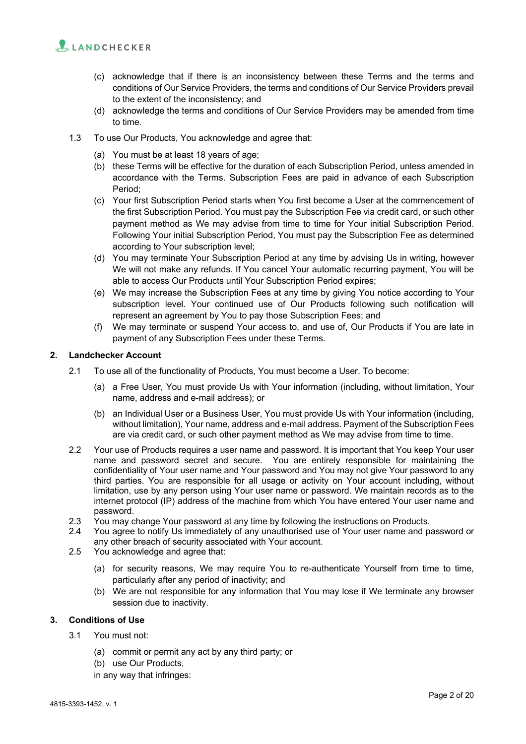(c) acknowledge that if there is an inconsistency between these Terms and the terms and conditions of Our Service Providers, the terms and conditions of Our Service Providers prevail to the extent of the inconsistency; and

(d) acknowledge the terms and conditions of Our Service Providers may be amended from time to time.

1.3 To use Our Products, You acknowledge and agree that:

(a) You must be at least 18 years of age;

(b) these Terms will be effective for the duration of each Subscription Period, unless amended in accordance with the Terms. Subscription Fees are paid in advance of each Subscription Period;

(c) Your first Subscription Period starts when You first become a User at the commencement of the first Subscription Period. You must pay the Subscription Fee via credit card, or such other payment method as We may advise from time to time for Your initial Subscription Period. Following Your initial Subscription Period, You must pay the Subscription Fee as determined according to Your subscription level;

(d) You may terminate Your Subscription Period at any time by advising Us in writing, however We will not make any refunds. If You cancel Your automatic recurring payment, You will be able to access Our Products until Your Subscription Period expires;

(e) We may increase the Subscription Fees at any time by giving You notice according to Your subscription level. Your continued use of Our Products following such notification will represent an agreement by You to pay those Subscription Fees; and

(f) We may terminate or suspend Your access to, and use of, Our Products if You are late in payment of any Subscription Fees under these Terms.

## 2. Landchecker Account

2.1 To use all of the functionality of Products, You must become a User. To become:

(a) a Free User, You must provide Us with Your information (including, without limitation, Your name, address and e-mail address); or

(b) an Individual User or a Business User, You must provide Us with Your information (including, without limitation), Your name, address and e-mail address. Payment of the Subscription Fees are via credit card, or such other payment method as We may advise from time to time.

2.2 Your use of Products requires a user name and password. It is important that You keep Your user name and password secret and secure. You are entirely responsible for maintaining the confidentiality of Your user name and Your password and You may not give Your password to any third parties. You are responsible for all usage or activity on Your account including, without limitation, use by any person using Your user name or password. We maintain records as to the internet protocol (IP) address of the machine from which You have entered Your user name and password.

2.3 You may change Your password at any time by following the instructions on Products.

2.4 You agree to notify Us immediately of any unauthorised use of Your user name and password or any other breach of security associated with Your account.

2.5 You acknowledge and agree that:

(a) for security reasons, We may require You to re-authenticate Yourself from time to time, particularly after any period of inactivity; and

(b) We are not responsible for any information that You may lose if We terminate any browser session due to inactivity.

## 3. Conditions of Use

3.1 You must not:

(a) commit or permit any act by any third party; or

(b) use Our Products,

in any way that infringes: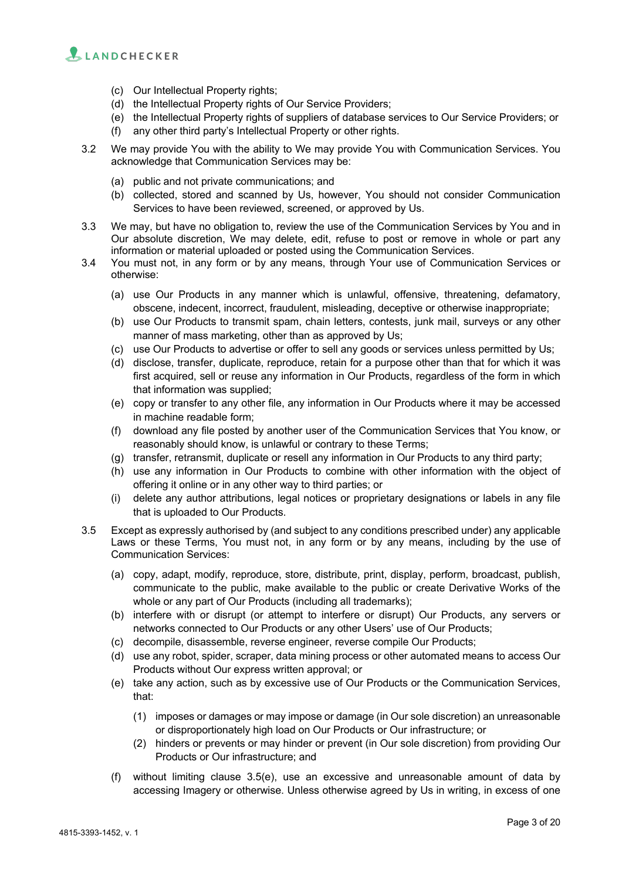(c) Our Intellectual Property rights;
(d) the Intellectual Property rights of Our Service Providers;
(e) the Intellectual Property rights of suppliers of database services to Our Service Providers; or
(f) any other third party's Intellectual Property or other rights.

3.2 We may provide You with the ability to We may provide You with Communication Services. You acknowledge that Communication Services may be:

(a) public and not private communications; and
(b) collected, stored and scanned by Us, however, You should not consider Communication Services to have been reviewed, screened, or approved by Us.

3.3 We may, but have no obligation to, review the use of the Communication Services by You and in Our absolute discretion, We may delete, edit, refuse to post or remove in whole or part any information or material uploaded or posted using the Communication Services.

3.4 You must not, in any form or by any means, through Your use of Communication Services or otherwise:

(a) use Our Products in any manner which is unlawful, offensive, threatening, defamatory, obscene, indecent, incorrect, fraudulent, misleading, deceptive or otherwise inappropriate;
(b) use Our Products to transmit spam, chain letters, contests, junk mail, surveys or any other manner of mass marketing, other than as approved by Us;
(c) use Our Products to advertise or offer to sell any goods or services unless permitted by Us;
(d) disclose, transfer, duplicate, reproduce, retain for a purpose other than that for which it was first acquired, sell or reuse any information in Our Products, regardless of the form in which that information was supplied;
(e) copy or transfer to any other file, any information in Our Products where it may be accessed in machine readable form;
(f) download any file posted by another user of the Communication Services that You know, or reasonably should know, is unlawful or contrary to these Terms;
(g) transfer, retransmit, duplicate or resell any information in Our Products to any third party;
(h) use any information in Our Products to combine with other information with the object of offering it online or in any other way to third parties; or
(i) delete any author attributions, legal notices or proprietary designations or labels in any file that is uploaded to Our Products.

3.5 Except as expressly authorised by (and subject to any conditions prescribed under) any applicable Laws or these Terms, You must not, in any form or by any means, including by the use of Communication Services:

(a) copy, adapt, modify, reproduce, store, distribute, print, display, perform, broadcast, publish, communicate to the public, make available to the public or create Derivative Works of the whole or any part of Our Products (including all trademarks);
(b) interfere with or disrupt (or attempt to interfere or disrupt) Our Products, any servers or networks connected to Our Products or any other Users' use of Our Products;
(c) decompile, disassemble, reverse engineer, reverse compile Our Products;
(d) use any robot, spider, scraper, data mining process or other automated means to access Our Products without Our express written approval; or
(e) take any action, such as by excessive use of Our Products or the Communication Services, that:

    (1) imposes or damages or may impose or damage (in Our sole discretion) an unreasonable or disproportionately high load on Our Products or Our infrastructure; or
    (2) hinders or prevents or may hinder or prevent (in Our sole discretion) from providing Our Products or Our infrastructure; and

(f) without limiting clause 3.5(e), use an excessive and unreasonable amount of data by accessing Imagery or otherwise. Unless otherwise agreed by Us in writing, in excess of one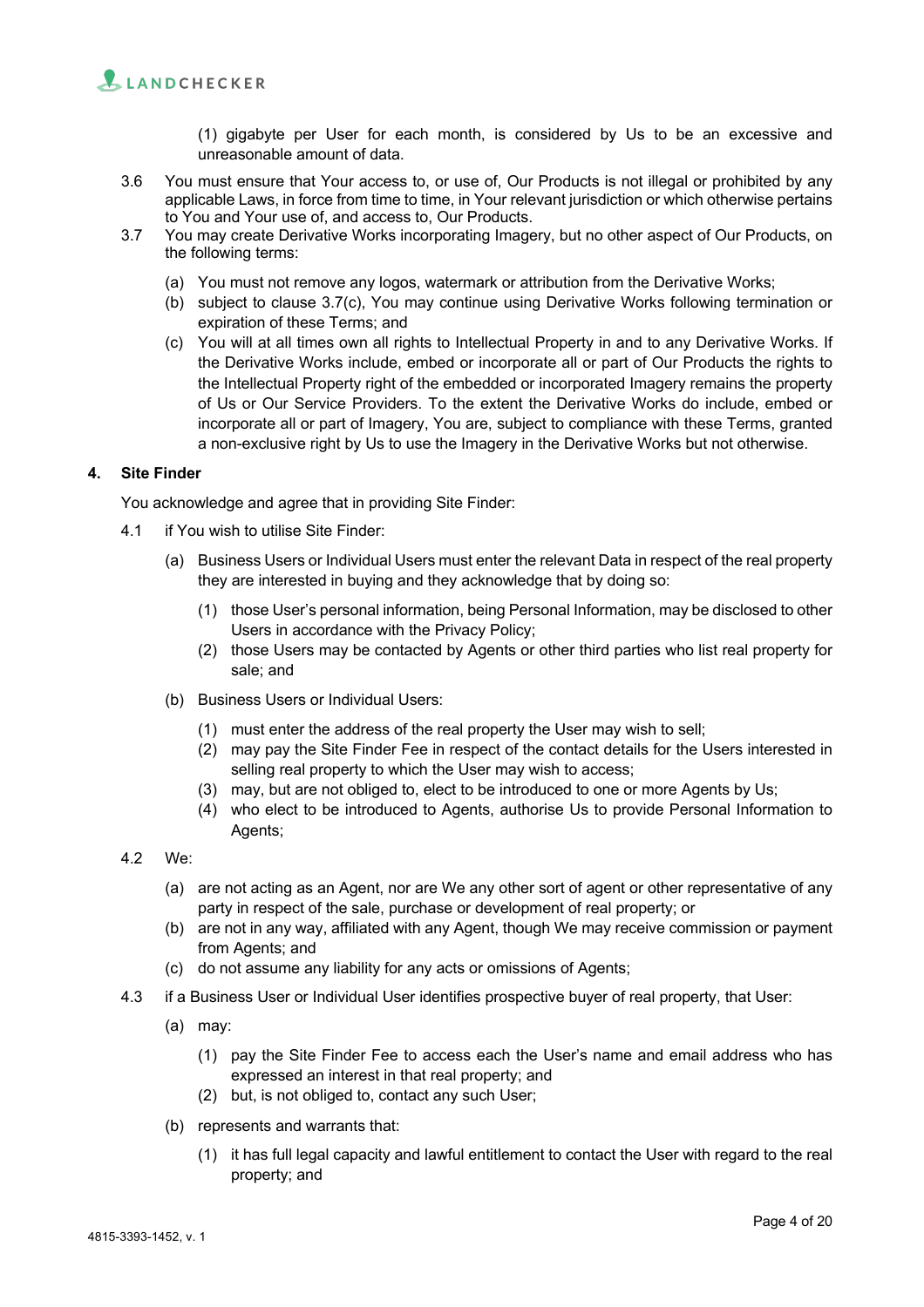(1) gigabyte per User for each month, is considered by Us to be an excessive and unreasonable amount of data.

3.6 You must ensure that Your access to, or use of, Our Products is not illegal or prohibited by any applicable Laws, in force from time to time, in Your relevant jurisdiction or which otherwise pertains to You and Your use of, and access to, Our Products.

3.7 You may create Derivative Works incorporating Imagery, but no other aspect of Our Products, on the following terms:

(a) You must not remove any logos, watermark or attribution from the Derivative Works;

(b) subject to clause 3.7(c), You may continue using Derivative Works following termination or expiration of these Terms; and

(c) You will at all times own all rights to Intellectual Property in and to any Derivative Works. If the Derivative Works include, embed or incorporate all or part of Our Products the rights to the Intellectual Property right of the embedded or incorporated Imagery remains the property of Us or Our Service Providers. To the extent the Derivative Works do include, embed or incorporate all or part of Imagery, You are, subject to compliance with these Terms, granted a non-exclusive right by Us to use the Imagery in the Derivative Works but not otherwise.

## 4. Site Finder

You acknowledge and agree that in providing Site Finder:

4.1 if You wish to utilise Site Finder:

(a) Business Users or Individual Users must enter the relevant Data in respect of the real property they are interested in buying and they acknowledge that by doing so:

(1) those User's personal information, being Personal Information, may be disclosed to other Users in accordance with the Privacy Policy;

(2) those Users may be contacted by Agents or other third parties who list real property for sale; and

(b) Business Users or Individual Users:

(1) must enter the address of the real property the User may wish to sell;

(2) may pay the Site Finder Fee in respect of the contact details for the Users interested in selling real property to which the User may wish to access;

(3) may, but are not obliged to, elect to be introduced to one or more Agents by Us;

(4) who elect to be introduced to Agents, authorise Us to provide Personal Information to Agents;

4.2 We:

(a) are not acting as an Agent, nor are We any other sort of agent or other representative of any party in respect of the sale, purchase or development of real property; or

(b) are not in any way, affiliated with any Agent, though We may receive commission or payment from Agents; and

(c) do not assume any liability for any acts or omissions of Agents;

4.3 if a Business User or Individual User identifies prospective buyer of real property, that User:

(a) may:

(1) pay the Site Finder Fee to access each the User's name and email address who has expressed an interest in that real property; and

(2) but, is not obliged to, contact any such User;

(b) represents and warrants that:

(1) it has full legal capacity and lawful entitlement to contact the User with regard to the real property; and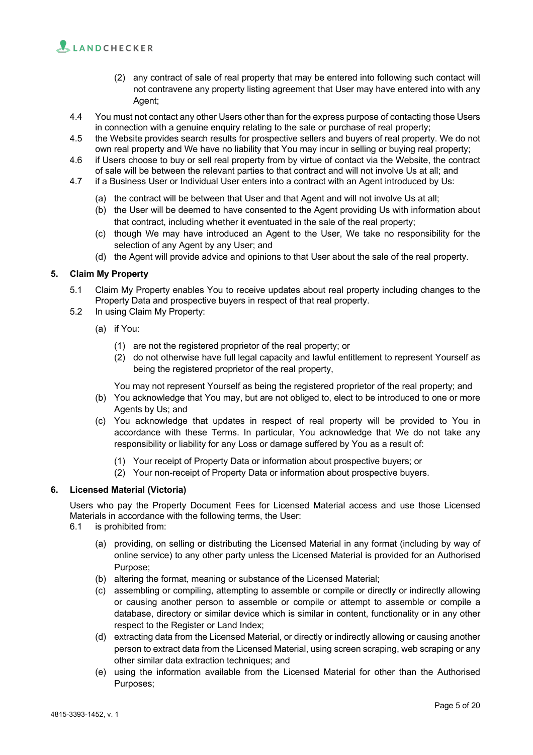(2) any contract of sale of real property that may be entered into following such contact will not contravene any property listing agreement that User may have entered into with any Agent;

4.4 You must not contact any other Users other than for the express purpose of contacting those Users in connection with a genuine enquiry relating to the sale or purchase of real property;

4.5 the Website provides search results for prospective sellers and buyers of real property. We do not own real property and We have no liability that You may incur in selling or buying real property;

4.6 if Users choose to buy or sell real property from by virtue of contact via the Website, the contract of sale will be between the relevant parties to that contract and will not involve Us at all; and

4.7 if a Business User or Individual User enters into a contract with an Agent introduced by Us:

(a) the contract will be between that User and that Agent and will not involve Us at all;

(b) the User will be deemed to have consented to the Agent providing Us with information about that contract, including whether it eventuated in the sale of the real property;

(c) though We may have introduced an Agent to the User, We take no responsibility for the selection of any Agent by any User; and

(d) the Agent will provide advice and opinions to that User about the sale of the real property.

## 5. Claim My Property

5.1 Claim My Property enables You to receive updates about real property including changes to the Property Data and prospective buyers in respect of that real property.

5.2 In using Claim My Property:

(a) if You:

(1) are not the registered proprietor of the real property; or

(2) do not otherwise have full legal capacity and lawful entitlement to represent Yourself as being the registered proprietor of the real property,

You may not represent Yourself as being the registered proprietor of the real property; and

(b) You acknowledge that You may, but are not obliged to, elect to be introduced to one or more Agents by Us; and

(c) You acknowledge that updates in respect of real property will be provided to You in accordance with these Terms. In particular, You acknowledge that We do not take any responsibility or liability for any Loss or damage suffered by You as a result of:

(1) Your receipt of Property Data or information about prospective buyers; or

(2) Your non-receipt of Property Data or information about prospective buyers.

## 6. Licensed Material (Victoria)

Users who pay the Property Document Fees for Licensed Material access and use those Licensed Materials in accordance with the following terms, the User:

6.1 is prohibited from:

(a) providing, on selling or distributing the Licensed Material in any format (including by way of online service) to any other party unless the Licensed Material is provided for an Authorised Purpose;

(b) altering the format, meaning or substance of the Licensed Material;

(c) assembling or compiling, attempting to assemble or compile or directly or indirectly allowing or causing another person to assemble or compile or attempt to assemble or compile a database, directory or similar device which is similar in content, functionality or in any other respect to the Register or Land Index;

(d) extracting data from the Licensed Material, or directly or indirectly allowing or causing another person to extract data from the Licensed Material, using screen scraping, web scraping or any other similar data extraction techniques; and

(e) using the information available from the Licensed Material for other than the Authorised Purposes;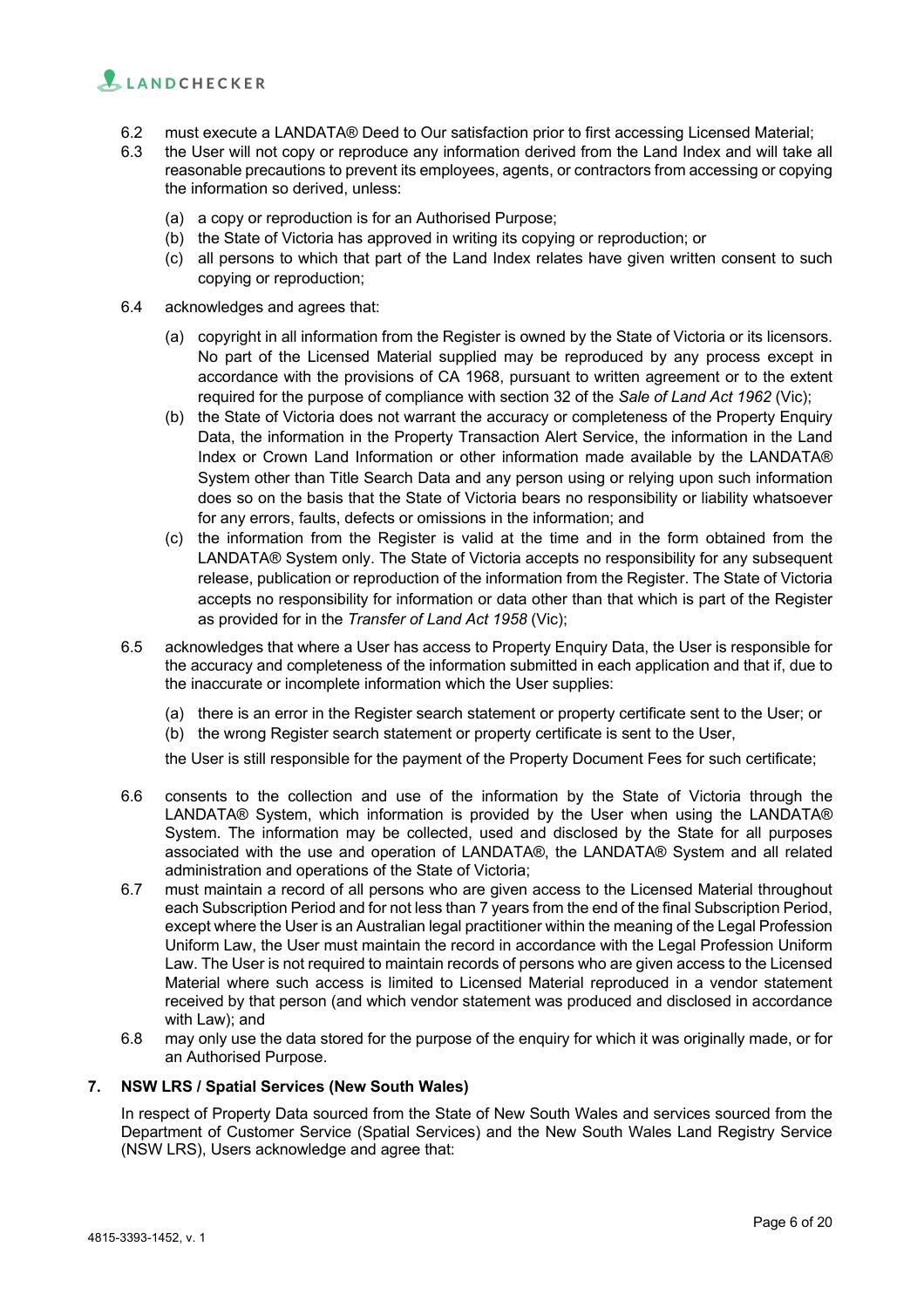6.2 must execute a LANDATA® Deed to Our satisfaction prior to first accessing Licensed Material;

6.3 the User will not copy or reproduce any information derived from the Land Index and will take all reasonable precautions to prevent its employees, agents, or contractors from accessing or copying the information so derived, unless:

  (a) a copy or reproduction is for an Authorised Purpose;
  (b) the State of Victoria has approved in writing its copying or reproduction; or
  (c) all persons to which that part of the Land Index relates have given written consent to such copying or reproduction;

6.4 acknowledges and agrees that:

  (a) copyright in all information from the Register is owned by the State of Victoria or its licensors. No part of the Licensed Material supplied may be reproduced by any process except in accordance with the provisions of CA 1968, pursuant to written agreement or to the extent required for the purpose of compliance with section 32 of the *Sale of Land Act 1962* (Vic);
  (b) the State of Victoria does not warrant the accuracy or completeness of the Property Enquiry Data, the information in the Property Transaction Alert Service, the information in the Land Index or Crown Land Information or other information made available by the LANDATA® System other than Title Search Data and any person using or relying upon such information does so on the basis that the State of Victoria bears no responsibility or liability whatsoever for any errors, faults, defects or omissions in the information; and
  (c) the information from the Register is valid at the time and in the form obtained from the LANDATA® System only. The State of Victoria accepts no responsibility for any subsequent release, publication or reproduction of the information from the Register. The State of Victoria accepts no responsibility for information or data other than that which is part of the Register as provided for in the *Transfer of Land Act 1958* (Vic);

6.5 acknowledges that where a User has access to Property Enquiry Data, the User is responsible for the accuracy and completeness of the information submitted in each application and that if, due to the inaccurate or incomplete information which the User supplies:

  (a) there is an error in the Register search statement or property certificate sent to the User; or
  (b) the wrong Register search statement or property certificate is sent to the User,

  the User is still responsible for the payment of the Property Document Fees for such certificate;

6.6 consents to the collection and use of the information by the State of Victoria through the LANDATA® System, which information is provided by the User when using the LANDATA® System. The information may be collected, used and disclosed by the State for all purposes associated with the use and operation of LANDATA®, the LANDATA® System and all related administration and operations of the State of Victoria;

6.7 must maintain a record of all persons who are given access to the Licensed Material throughout each Subscription Period and for not less than 7 years from the end of the final Subscription Period, except where the User is an Australian legal practitioner within the meaning of the Legal Profession Uniform Law, the User must maintain the record in accordance with the Legal Profession Uniform Law. The User is not required to maintain records of persons who are given access to the Licensed Material where such access is limited to Licensed Material reproduced in a vendor statement received by that person (and which vendor statement was produced and disclosed in accordance with Law); and

6.8 may only use the data stored for the purpose of the enquiry for which it was originally made, or for an Authorised Purpose.

## 7. NSW LRS / Spatial Services (New South Wales)

In respect of Property Data sourced from the State of New South Wales and services sourced from the Department of Customer Service (Spatial Services) and the New South Wales Land Registry Service (NSW LRS), Users acknowledge and agree that: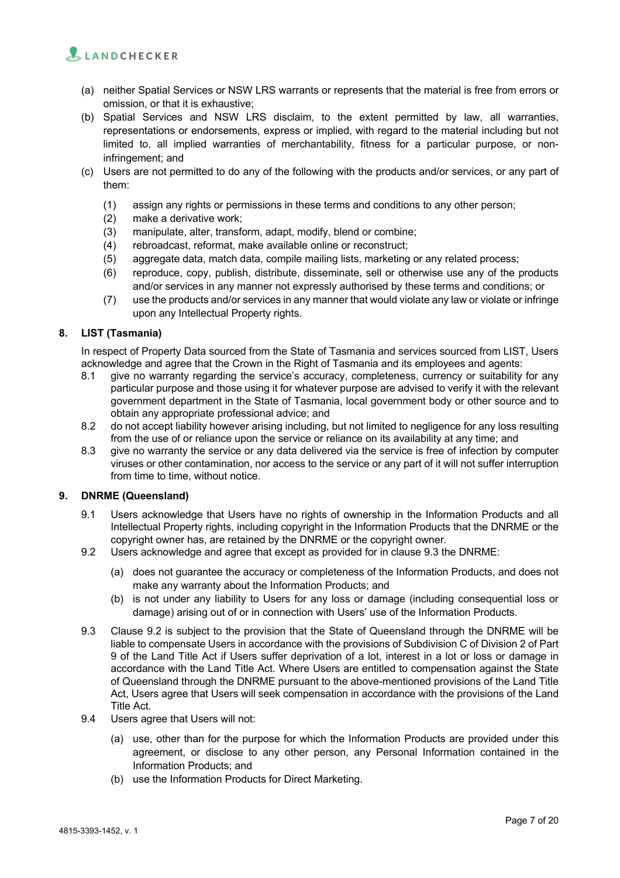(a) neither Spatial Services or NSW LRS warrants or represents that the material is free from errors or omission, or that it is exhaustive;

(b) Spatial Services and NSW LRS disclaim, to the extent permitted by law, all warranties, representations or endorsements, express or implied, with regard to the material including but not limited to, all implied warranties of merchantability, fitness for a particular purpose, or non-infringement; and

(c) Users are not permitted to do any of the following with the products and/or services, or any part of them:

   (1) assign any rights or permissions in these terms and conditions to any other person;
   (2) make a derivative work;
   (3) manipulate, alter, transform, adapt, modify, blend or combine;
   (4) rebroadcast, reformat, make available online or reconstruct;
   (5) aggregate data, match data, compile mailing lists, marketing or any related process;
   (6) reproduce, copy, publish, distribute, disseminate, sell or otherwise use any of the products and/or services in any manner not expressly authorised by these terms and conditions; or
   (7) use the products and/or services in any manner that would violate any law or violate or infringe upon any Intellectual Property rights.

## 8. LIST (Tasmania)

In respect of Property Data sourced from the State of Tasmania and services sourced from LIST, Users acknowledge and agree that the Crown in the Right of Tasmania and its employees and agents:

8.1 give no warranty regarding the service's accuracy, completeness, currency or suitability for any particular purpose and those using it for whatever purpose are advised to verify it with the relevant government department in the State of Tasmania, local government body or other source and to obtain any appropriate professional advice; and

8.2 do not accept liability however arising including, but not limited to negligence for any loss resulting from the use of or reliance upon the service or reliance on its availability at any time; and

8.3 give no warranty the service or any data delivered via the service is free of infection by computer viruses or other contamination, nor access to the service or any part of it will not suffer interruption from time to time, without notice.

## 9. DNRME (Queensland)

9.1 Users acknowledge that Users have no rights of ownership in the Information Products and all Intellectual Property rights, including copyright in the Information Products that the DNRME or the copyright owner has, are retained by the DNRME or the copyright owner.

9.2 Users acknowledge and agree that except as provided for in clause 9.3 the DNRME:

   (a) does not guarantee the accuracy or completeness of the Information Products, and does not make any warranty about the Information Products; and
   (b) is not under any liability to Users for any loss or damage (including consequential loss or damage) arising out of or in connection with Users' use of the Information Products.

9.3 Clause 9.2 is subject to the provision that the State of Queensland through the DNRME will be liable to compensate Users in accordance with the provisions of Subdivision C of Division 2 of Part 9 of the Land Title Act if Users suffer deprivation of a lot, interest in a lot or loss or damage in accordance with the Land Title Act. Where Users are entitled to compensation against the State of Queensland through the DNRME pursuant to the above-mentioned provisions of the Land Title Act, Users agree that Users will seek compensation in accordance with the provisions of the Land Title Act.

9.4 Users agree that Users will not:

   (a) use, other than for the purpose for which the Information Products are provided under this agreement, or disclose to any other person, any Personal Information contained in the Information Products; and
   (b) use the Information Products for Direct Marketing.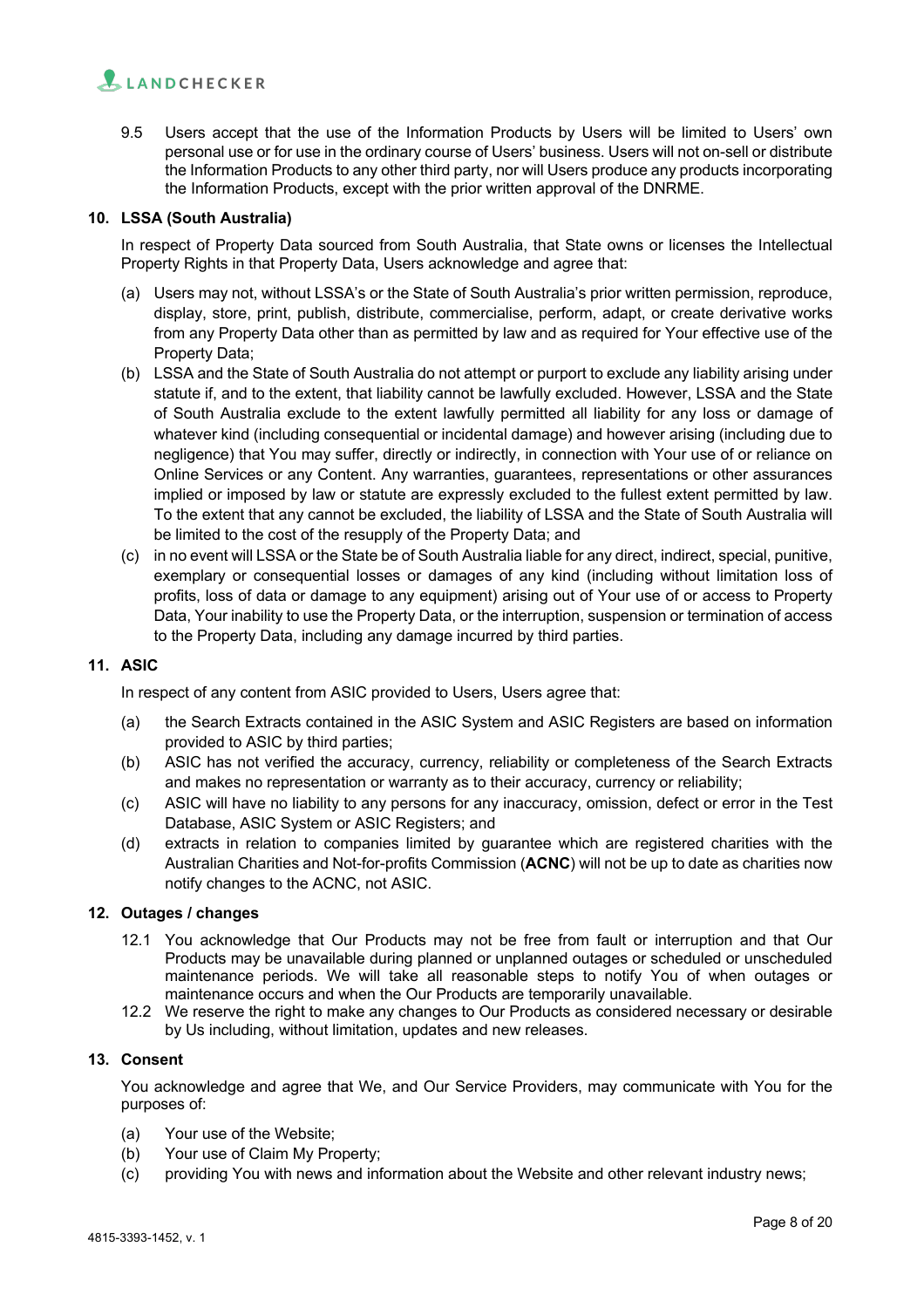9.5 Users accept that the use of the Information Products by Users will be limited to Users' own personal use or for use in the ordinary course of Users' business. Users will not on-sell or distribute the Information Products to any other third party, nor will Users produce any products incorporating the Information Products, except with the prior written approval of the DNRME.

## 10. LSSA (South Australia)

In respect of Property Data sourced from South Australia, that State owns or licenses the Intellectual Property Rights in that Property Data, Users acknowledge and agree that:

(a) Users may not, without LSSA's or the State of South Australia's prior written permission, reproduce, display, store, print, publish, distribute, commercialise, perform, adapt, or create derivative works from any Property Data other than as permitted by law and as required for Your effective use of the Property Data;

(b) LSSA and the State of South Australia do not attempt or purport to exclude any liability arising under statute if, and to the extent, that liability cannot be lawfully excluded. However, LSSA and the State of South Australia exclude to the extent lawfully permitted all liability for any loss or damage of whatever kind (including consequential or incidental damage) and however arising (including due to negligence) that You may suffer, directly or indirectly, in connection with Your use of or reliance on Online Services or any Content. Any warranties, guarantees, representations or other assurances implied or imposed by law or statute are expressly excluded to the fullest extent permitted by law. To the extent that any cannot be excluded, the liability of LSSA and the State of South Australia will be limited to the cost of the resupply of the Property Data; and

(c) in no event will LSSA or the State be of South Australia liable for any direct, indirect, special, punitive, exemplary or consequential losses or damages of any kind (including without limitation loss of profits, loss of data or damage to any equipment) arising out of Your use of or access to Property Data, Your inability to use the Property Data, or the interruption, suspension or termination of access to the Property Data, including any damage incurred by third parties.

## 11. ASIC

In respect of any content from ASIC provided to Users, Users agree that:

(a) the Search Extracts contained in the ASIC System and ASIC Registers are based on information provided to ASIC by third parties;

(b) ASIC has not verified the accuracy, currency, reliability or completeness of the Search Extracts and makes no representation or warranty as to their accuracy, currency or reliability;

(c) ASIC will have no liability to any persons for any inaccuracy, omission, defect or error in the Test Database, ASIC System or ASIC Registers; and

(d) extracts in relation to companies limited by guarantee which are registered charities with the Australian Charities and Not-for-profits Commission (**ACNC**) will not be up to date as charities now notify changes to the ACNC, not ASIC.

## 12. Outages / changes

12.1 You acknowledge that Our Products may not be free from fault or interruption and that Our Products may be unavailable during planned or unplanned outages or scheduled or unscheduled maintenance periods. We will take all reasonable steps to notify You of when outages or maintenance occurs and when the Our Products are temporarily unavailable.

12.2 We reserve the right to make any changes to Our Products as considered necessary or desirable by Us including, without limitation, updates and new releases.

## 13. Consent

You acknowledge and agree that We, and Our Service Providers, may communicate with You for the purposes of:

(a) Your use of the Website;

(b) Your use of Claim My Property;

(c) providing You with news and information about the Website and other relevant industry news;

4815-3393-1452, v. 1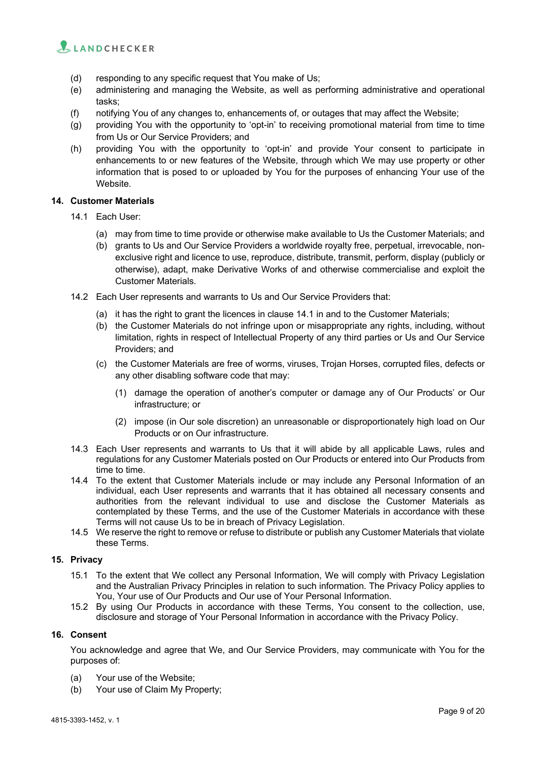(d) responding to any specific request that You make of Us;
(e) administering and managing the Website, as well as performing administrative and operational tasks;
(f) notifying You of any changes to, enhancements of, or outages that may affect the Website;
(g) providing You with the opportunity to 'opt-in' to receiving promotional material from time to time from Us or Our Service Providers; and
(h) providing You with the opportunity to 'opt-in' and provide Your consent to participate in enhancements to or new features of the Website, through which We may use property or other information that is posed to or uploaded by You for the purposes of enhancing Your use of the Website.

## 14. Customer Materials

14.1 Each User:

(a) may from time to time provide or otherwise make available to Us the Customer Materials; and
(b) grants to Us and Our Service Providers a worldwide royalty free, perpetual, irrevocable, non-exclusive right and licence to use, reproduce, distribute, transmit, perform, display (publicly or otherwise), adapt, make Derivative Works of and otherwise commercialise and exploit the Customer Materials.

14.2 Each User represents and warrants to Us and Our Service Providers that:

(a) it has the right to grant the licences in clause 14.1 in and to the Customer Materials;
(b) the Customer Materials do not infringe upon or misappropriate any rights, including, without limitation, rights in respect of Intellectual Property of any third parties or Us and Our Service Providers; and
(c) the Customer Materials are free of worms, viruses, Trojan Horses, corrupted files, defects or any other disabling software code that may:

(1) damage the operation of another's computer or damage any of Our Products' or Our infrastructure; or

(2) impose (in Our sole discretion) an unreasonable or disproportionately high load on Our Products or on Our infrastructure.

14.3 Each User represents and warrants to Us that it will abide by all applicable Laws, rules and regulations for any Customer Materials posted on Our Products or entered into Our Products from time to time.

14.4 To the extent that Customer Materials include or may include any Personal Information of an individual, each User represents and warrants that it has obtained all necessary consents and authorities from the relevant individual to use and disclose the Customer Materials as contemplated by these Terms, and the use of the Customer Materials in accordance with these Terms will not cause Us to be in breach of Privacy Legislation.

14.5 We reserve the right to remove or refuse to distribute or publish any Customer Materials that violate these Terms.

## 15. Privacy

15.1 To the extent that We collect any Personal Information, We will comply with Privacy Legislation and the Australian Privacy Principles in relation to such information. The Privacy Policy applies to You, Your use of Our Products and Our use of Your Personal Information.

15.2 By using Our Products in accordance with these Terms, You consent to the collection, use, disclosure and storage of Your Personal Information in accordance with the Privacy Policy.

## 16. Consent

You acknowledge and agree that We, and Our Service Providers, may communicate with You for the purposes of:

(a) Your use of the Website;
(b) Your use of Claim My Property;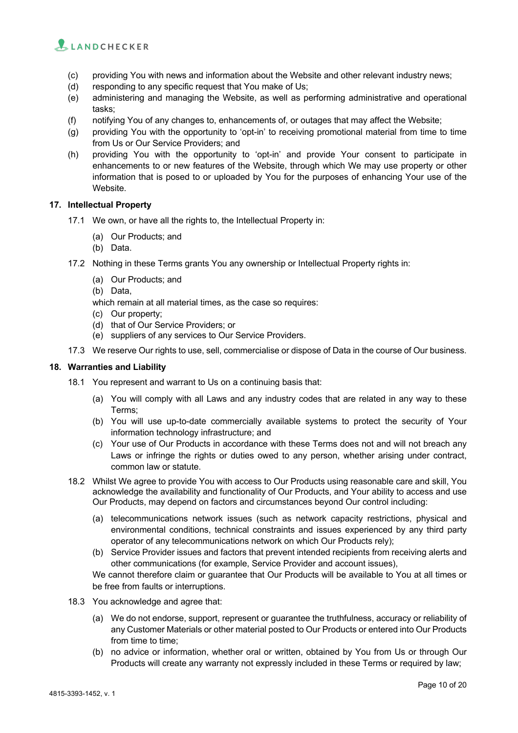(c) providing You with news and information about the Website and other relevant industry news;
(d) responding to any specific request that You make of Us;
(e) administering and managing the Website, as well as performing administrative and operational tasks;
(f) notifying You of any changes to, enhancements of, or outages that may affect the Website;
(g) providing You with the opportunity to 'opt-in' to receiving promotional material from time to time from Us or Our Service Providers; and
(h) providing You with the opportunity to 'opt-in' and provide Your consent to participate in enhancements to or new features of the Website, through which We may use property or other information that is posed to or uploaded by You for the purposes of enhancing Your use of the Website.

**17. Intellectual Property**

17.1 We own, or have all the rights to, the Intellectual Property in:

(a) Our Products; and
(b) Data.

17.2 Nothing in these Terms grants You any ownership or Intellectual Property rights in:

(a) Our Products; and
(b) Data,

which remain at all material times, as the case so requires:

(c) Our property;
(d) that of Our Service Providers; or
(e) suppliers of any services to Our Service Providers.

17.3 We reserve Our rights to use, sell, commercialise or dispose of Data in the course of Our business.

**18. Warranties and Liability**

18.1 You represent and warrant to Us on a continuing basis that:

(a) You will comply with all Laws and any industry codes that are related in any way to these Terms;
(b) You will use up-to-date commercially available systems to protect the security of Your information technology infrastructure; and
(c) Your use of Our Products in accordance with these Terms does not and will not breach any Laws or infringe the rights or duties owed to any person, whether arising under contract, common law or statute.

18.2 Whilst We agree to provide You with access to Our Products using reasonable care and skill, You acknowledge the availability and functionality of Our Products, and Your ability to access and use Our Products, may depend on factors and circumstances beyond Our control including:

(a) telecommunications network issues (such as network capacity restrictions, physical and environmental conditions, technical constraints and issues experienced by any third party operator of any telecommunications network on which Our Products rely);
(b) Service Provider issues and factors that prevent intended recipients from receiving alerts and other communications (for example, Service Provider and account issues),

We cannot therefore claim or guarantee that Our Products will be available to You at all times or be free from faults or interruptions.

18.3 You acknowledge and agree that:

(a) We do not endorse, support, represent or guarantee the truthfulness, accuracy or reliability of any Customer Materials or other material posted to Our Products or entered into Our Products from time to time;
(b) no advice or information, whether oral or written, obtained by You from Us or through Our Products will create any warranty not expressly included in these Terms or required by law;

4815-3393-1452, v. 1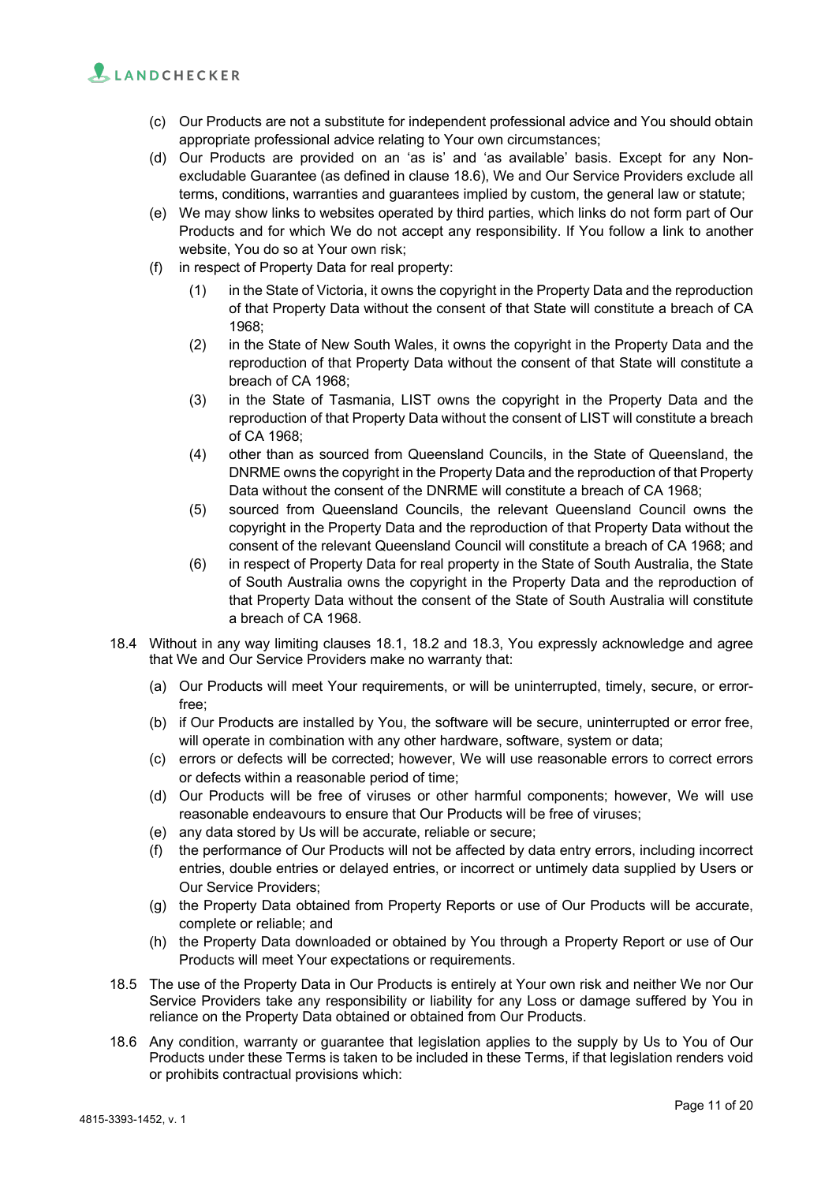(c) Our Products are not a substitute for independent professional advice and You should obtain appropriate professional advice relating to Your own circumstances;

(d) Our Products are provided on an 'as is' and 'as available' basis. Except for any Non-excludable Guarantee (as defined in clause 18.6), We and Our Service Providers exclude all terms, conditions, warranties and guarantees implied by custom, the general law or statute;

(e) We may show links to websites operated by third parties, which links do not form part of Our Products and for which We do not accept any responsibility. If You follow a link to another website, You do so at Your own risk;

(f) in respect of Property Data for real property:

   (1) in the State of Victoria, it owns the copyright in the Property Data and the reproduction of that Property Data without the consent of that State will constitute a breach of CA 1968;

   (2) in the State of New South Wales, it owns the copyright in the Property Data and the reproduction of that Property Data without the consent of that State will constitute a breach of CA 1968;

   (3) in the State of Tasmania, LIST owns the copyright in the Property Data and the reproduction of that Property Data without the consent of LIST will constitute a breach of CA 1968;

   (4) other than as sourced from Queensland Councils, in the State of Queensland, the DNRME owns the copyright in the Property Data and the reproduction of that Property Data without the consent of the DNRME will constitute a breach of CA 1968;

   (5) sourced from Queensland Councils, the relevant Queensland Council owns the copyright in the Property Data and the reproduction of that Property Data without the consent of the relevant Queensland Council will constitute a breach of CA 1968; and

   (6) in respect of Property Data for real property in the State of South Australia, the State of South Australia owns the copyright in the Property Data and the reproduction of that Property Data without the consent of the State of South Australia will constitute a breach of CA 1968.

18.4 Without in any way limiting clauses 18.1, 18.2 and 18.3, You expressly acknowledge and agree that We and Our Service Providers make no warranty that:

(a) Our Products will meet Your requirements, or will be uninterrupted, timely, secure, or error-free;

(b) if Our Products are installed by You, the software will be secure, uninterrupted or error free, will operate in combination with any other hardware, software, system or data;

(c) errors or defects will be corrected; however, We will use reasonable errors to correct errors or defects within a reasonable period of time;

(d) Our Products will be free of viruses or other harmful components; however, We will use reasonable endeavours to ensure that Our Products will be free of viruses;

(e) any data stored by Us will be accurate, reliable or secure;

(f) the performance of Our Products will not be affected by data entry errors, including incorrect entries, double entries or delayed entries, or incorrect or untimely data supplied by Users or Our Service Providers;

(g) the Property Data obtained from Property Reports or use of Our Products will be accurate, complete or reliable; and

(h) the Property Data downloaded or obtained by You through a Property Report or use of Our Products will meet Your expectations or requirements.

18.5 The use of the Property Data in Our Products is entirely at Your own risk and neither We nor Our Service Providers take any responsibility or liability for any Loss or damage suffered by You in reliance on the Property Data obtained or obtained from Our Products.

18.6 Any condition, warranty or guarantee that legislation applies to the supply by Us to You of Our Products under these Terms is taken to be included in these Terms, if that legislation renders void or prohibits contractual provisions which: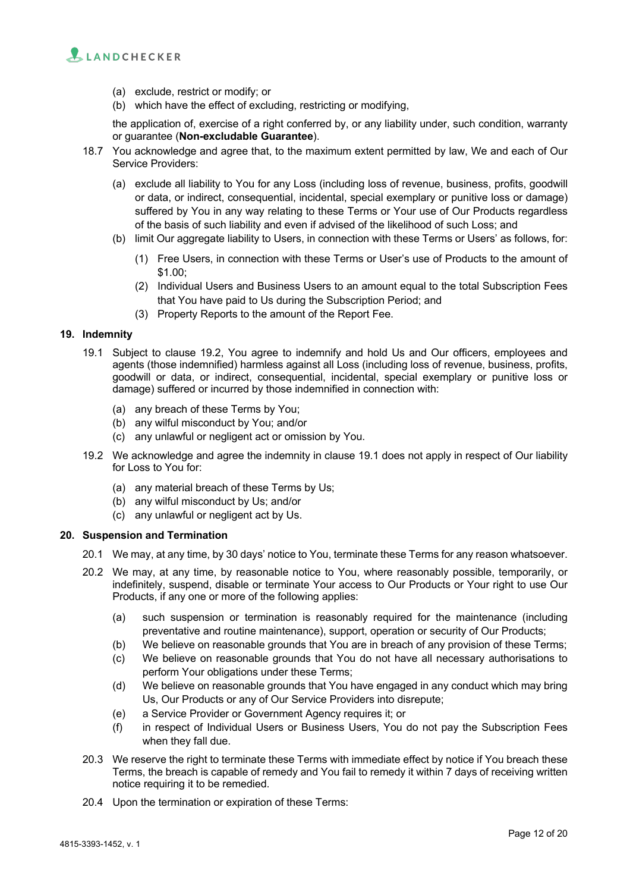(a) exclude, restrict or modify; or

(b) which have the effect of excluding, restricting or modifying,

the application of, exercise of a right conferred by, or any liability under, such condition, warranty or guarantee (**Non-excludable Guarantee**).

18.7 You acknowledge and agree that, to the maximum extent permitted by law, We and each of Our Service Providers:

(a) exclude all liability to You for any Loss (including loss of revenue, business, profits, goodwill or data, or indirect, consequential, incidental, special exemplary or punitive loss or damage) suffered by You in any way relating to these Terms or Your use of Our Products regardless of the basis of such liability and even if advised of the likelihood of such Loss; and

(b) limit Our aggregate liability to Users, in connection with these Terms or Users' as follows, for:

(1) Free Users, in connection with these Terms or User's use of Products to the amount of $1.00;

(2) Individual Users and Business Users to an amount equal to the total Subscription Fees that You have paid to Us during the Subscription Period; and

(3) Property Reports to the amount of the Report Fee.

## 19. Indemnity

19.1 Subject to clause 19.2, You agree to indemnify and hold Us and Our officers, employees and agents (those indemnified) harmless against all Loss (including loss of revenue, business, profits, goodwill or data, or indirect, consequential, incidental, special exemplary or punitive loss or damage) suffered or incurred by those indemnified in connection with:

(a) any breach of these Terms by You;

(b) any wilful misconduct by You; and/or

(c) any unlawful or negligent act or omission by You.

19.2 We acknowledge and agree the indemnity in clause 19.1 does not apply in respect of Our liability for Loss to You for:

(a) any material breach of these Terms by Us;

(b) any wilful misconduct by Us; and/or

(c) any unlawful or negligent act by Us.

## 20. Suspension and Termination

20.1 We may, at any time, by 30 days' notice to You, terminate these Terms for any reason whatsoever.

20.2 We may, at any time, by reasonable notice to You, where reasonably possible, temporarily, or indefinitely, suspend, disable or terminate Your access to Our Products or Your right to use Our Products, if any one or more of the following applies:

(a) such suspension or termination is reasonably required for the maintenance (including preventative and routine maintenance), support, operation or security of Our Products;

(b) We believe on reasonable grounds that You are in breach of any provision of these Terms;

(c) We believe on reasonable grounds that You do not have all necessary authorisations to perform Your obligations under these Terms;

(d) We believe on reasonable grounds that You have engaged in any conduct which may bring Us, Our Products or any of Our Service Providers into disrepute;

(e) a Service Provider or Government Agency requires it; or

(f) in respect of Individual Users or Business Users, You do not pay the Subscription Fees when they fall due.

20.3 We reserve the right to terminate these Terms with immediate effect by notice if You breach these Terms, the breach is capable of remedy and You fail to remedy it within 7 days of receiving written notice requiring it to be remedied.

20.4 Upon the termination or expiration of these Terms: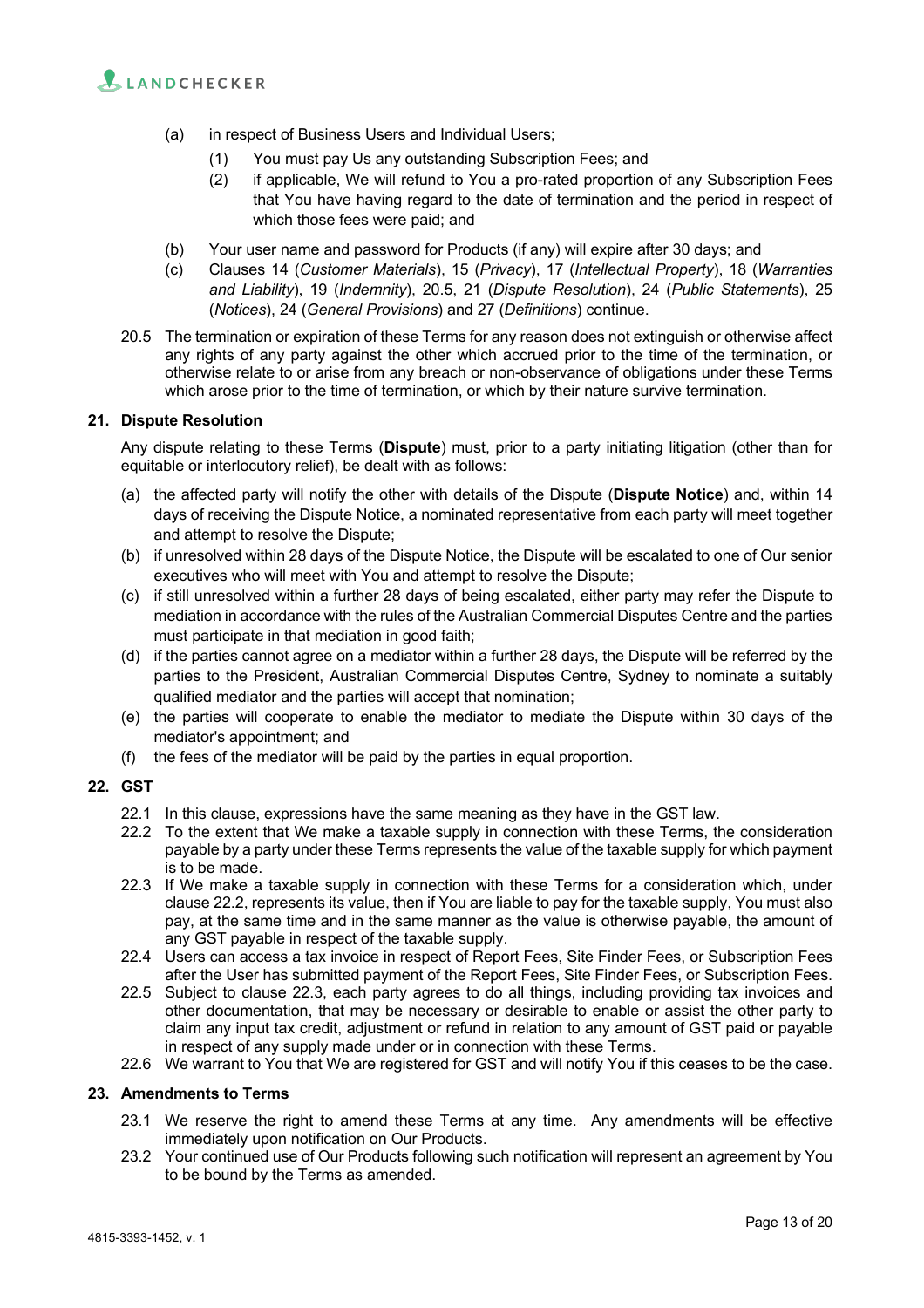(a) in respect of Business Users and Individual Users;

   (1) You must pay Us any outstanding Subscription Fees; and

   (2) if applicable, We will refund to You a pro-rated proportion of any Subscription Fees that You have having regard to the date of termination and the period in respect of which those fees were paid; and

(b) Your user name and password for Products (if any) will expire after 30 days; and

(c) Clauses 14 (*Customer Materials*), 15 (*Privacy*), 17 (*Intellectual Property*), 18 (*Warranties and Liability*), 19 (*Indemnity*), 20.5, 21 (*Dispute Resolution*), 24 (*Public Statements*), 25 (*Notices*), 24 (*General Provisions*) and 27 (*Definitions*) continue.

20.5 The termination or expiration of these Terms for any reason does not extinguish or otherwise affect any rights of any party against the other which accrued prior to the time of the termination, or otherwise relate to or arise from any breach or non-observance of obligations under these Terms which arose prior to the time of termination, or which by their nature survive termination.

## 21. Dispute Resolution

Any dispute relating to these Terms (**Dispute**) must, prior to a party initiating litigation (other than for equitable or interlocutory relief), be dealt with as follows:

(a) the affected party will notify the other with details of the Dispute (**Dispute Notice**) and, within 14 days of receiving the Dispute Notice, a nominated representative from each party will meet together and attempt to resolve the Dispute;

(b) if unresolved within 28 days of the Dispute Notice, the Dispute will be escalated to one of Our senior executives who will meet with You and attempt to resolve the Dispute;

(c) if still unresolved within a further 28 days of being escalated, either party may refer the Dispute to mediation in accordance with the rules of the Australian Commercial Disputes Centre and the parties must participate in that mediation in good faith;

(d) if the parties cannot agree on a mediator within a further 28 days, the Dispute will be referred by the parties to the President, Australian Commercial Disputes Centre, Sydney to nominate a suitably qualified mediator and the parties will accept that nomination;

(e) the parties will cooperate to enable the mediator to mediate the Dispute within 30 days of the mediator's appointment; and

(f) the fees of the mediator will be paid by the parties in equal proportion.

## 22. GST

22.1 In this clause, expressions have the same meaning as they have in the GST law.

22.2 To the extent that We make a taxable supply in connection with these Terms, the consideration payable by a party under these Terms represents the value of the taxable supply for which payment is to be made.

22.3 If We make a taxable supply in connection with these Terms for a consideration which, under clause 22.2, represents its value, then if You are liable to pay for the taxable supply, You must also pay, at the same time and in the same manner as the value is otherwise payable, the amount of any GST payable in respect of the taxable supply.

22.4 Users can access a tax invoice in respect of Report Fees, Site Finder Fees, or Subscription Fees after the User has submitted payment of the Report Fees, Site Finder Fees, or Subscription Fees.

22.5 Subject to clause 22.3, each party agrees to do all things, including providing tax invoices and other documentation, that may be necessary or desirable to enable or assist the other party to claim any input tax credit, adjustment or refund in relation to any amount of GST paid or payable in respect of any supply made under or in connection with these Terms.

22.6 We warrant to You that We are registered for GST and will notify You if this ceases to be the case.

## 23. Amendments to Terms

23.1 We reserve the right to amend these Terms at any time. Any amendments will be effective immediately upon notification on Our Products.

23.2 Your continued use of Our Products following such notification will represent an agreement by You to be bound by the Terms as amended.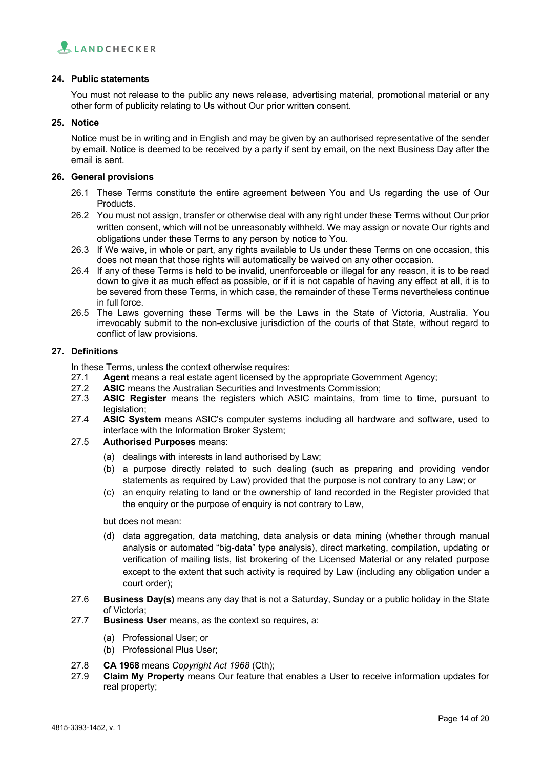## 24. Public statements

You must not release to the public any news release, advertising material, promotional material or any other form of publicity relating to Us without Our prior written consent.

## 25. Notice

Notice must be in writing and in English and may be given by an authorised representative of the sender by email. Notice is deemed to be received by a party if sent by email, on the next Business Day after the email is sent.

## 26. General provisions

26.1 These Terms constitute the entire agreement between You and Us regarding the use of Our Products.

26.2 You must not assign, transfer or otherwise deal with any right under these Terms without Our prior written consent, which will not be unreasonably withheld. We may assign or novate Our rights and obligations under these Terms to any person by notice to You.

26.3 If We waive, in whole or part, any rights available to Us under these Terms on one occasion, this does not mean that those rights will automatically be waived on any other occasion.

26.4 If any of these Terms is held to be invalid, unenforceable or illegal for any reason, it is to be read down to give it as much effect as possible, or if it is not capable of having any effect at all, it is to be severed from these Terms, in which case, the remainder of these Terms nevertheless continue in full force.

26.5 The Laws governing these Terms will be the Laws in the State of Victoria, Australia. You irrevocably submit to the non-exclusive jurisdiction of the courts of that State, without regard to conflict of law provisions.

## 27. Definitions

In these Terms, unless the context otherwise requires:

27.1 **Agent** means a real estate agent licensed by the appropriate Government Agency;

27.2 **ASIC** means the Australian Securities and Investments Commission;

27.3 **ASIC Register** means the registers which ASIC maintains, from time to time, pursuant to legislation;

27.4 **ASIC System** means ASIC's computer systems including all hardware and software, used to interface with the Information Broker System;

27.5 **Authorised Purposes** means:

(a) dealings with interests in land authorised by Law;

(b) a purpose directly related to such dealing (such as preparing and providing vendor statements as required by Law) provided that the purpose is not contrary to any Law; or

(c) an enquiry relating to land or the ownership of land recorded in the Register provided that the enquiry or the purpose of enquiry is not contrary to Law,

but does not mean:

(d) data aggregation, data matching, data analysis or data mining (whether through manual analysis or automated "big-data" type analysis), direct marketing, compilation, updating or verification of mailing lists, list brokering of the Licensed Material or any related purpose except to the extent that such activity is required by Law (including any obligation under a court order);

27.6 **Business Day(s)** means any day that is not a Saturday, Sunday or a public holiday in the State of Victoria;

27.7 **Business User** means, as the context so requires, a:

(a) Professional User; or

(b) Professional Plus User;

27.8 **CA 1968** means *Copyright Act 1968* (Cth);

27.9 **Claim My Property** means Our feature that enables a User to receive information updates for real property;

4815-3393-1452, v. 1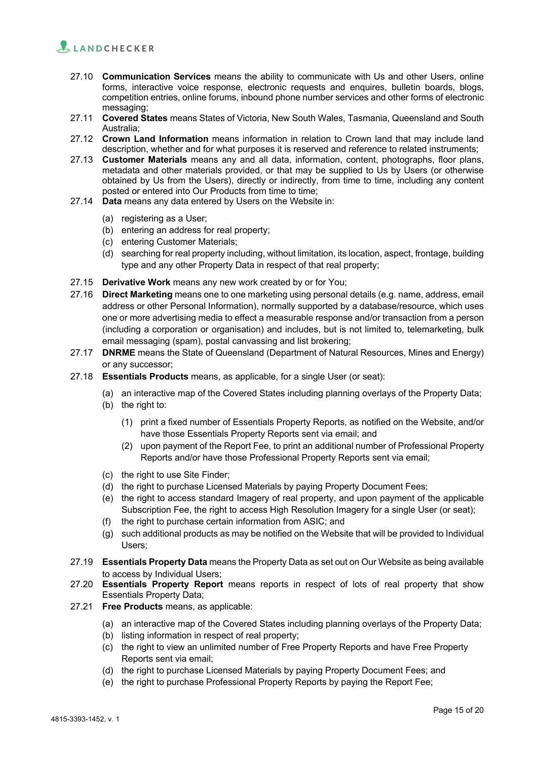27.10 **Communication Services** means the ability to communicate with Us and other Users, online forms, interactive voice response, electronic requests and enquires, bulletin boards, blogs, competition entries, online forums, inbound phone number services and other forms of electronic messaging;

27.11 **Covered States** means States of Victoria, New South Wales, Tasmania, Queensland and South Australia;

27.12 **Crown Land Information** means information in relation to Crown land that may include land description, whether and for what purposes it is reserved and reference to related instruments;

27.13 **Customer Materials** means any and all data, information, content, photographs, floor plans, metadata and other materials provided, or that may be supplied to Us by Users (or otherwise obtained by Us from the Users), directly or indirectly, from time to time, including any content posted or entered into Our Products from time to time;

27.14 **Data** means any data entered by Users on the Website in:

(a) registering as a User;

(b) entering an address for real property;

(c) entering Customer Materials;

(d) searching for real property including, without limitation, its location, aspect, frontage, building type and any other Property Data in respect of that real property;

27.15 **Derivative Work** means any new work created by or for You;

27.16 **Direct Marketing** means one to one marketing using personal details (e.g. name, address, email address or other Personal Information), normally supported by a database/resource, which uses one or more advertising media to effect a measurable response and/or transaction from a person (including a corporation or organisation) and includes, but is not limited to, telemarketing, bulk email messaging (spam), postal canvassing and list brokering;

27.17 **DNRME** means the State of Queensland (Department of Natural Resources, Mines and Energy) or any successor;

27.18 **Essentials Products** means, as applicable, for a single User (or seat):

(a) an interactive map of the Covered States including planning overlays of the Property Data;

(b) the right to:

(1) print a fixed number of Essentials Property Reports, as notified on the Website, and/or have those Essentials Property Reports sent via email; and

(2) upon payment of the Report Fee, to print an additional number of Professional Property Reports and/or have those Professional Property Reports sent via email;

(c) the right to use Site Finder;

(d) the right to purchase Licensed Materials by paying Property Document Fees;

(e) the right to access standard Imagery of real property, and upon payment of the applicable Subscription Fee, the right to access High Resolution Imagery for a single User (or seat);

(f) the right to purchase certain information from ASIC; and

(g) such additional products as may be notified on the Website that will be provided to Individual Users;

27.19 **Essentials Property Data** means the Property Data as set out on Our Website as being available to access by Individual Users;

27.20 **Essentials Property Report** means reports in respect of lots of real property that show Essentials Property Data;

27.21 **Free Products** means, as applicable:

(a) an interactive map of the Covered States including planning overlays of the Property Data;

(b) listing information in respect of real property;

(c) the right to view an unlimited number of Free Property Reports and have Free Property Reports sent via email;

(d) the right to purchase Licensed Materials by paying Property Document Fees; and

(e) the right to purchase Professional Property Reports by paying the Report Fee;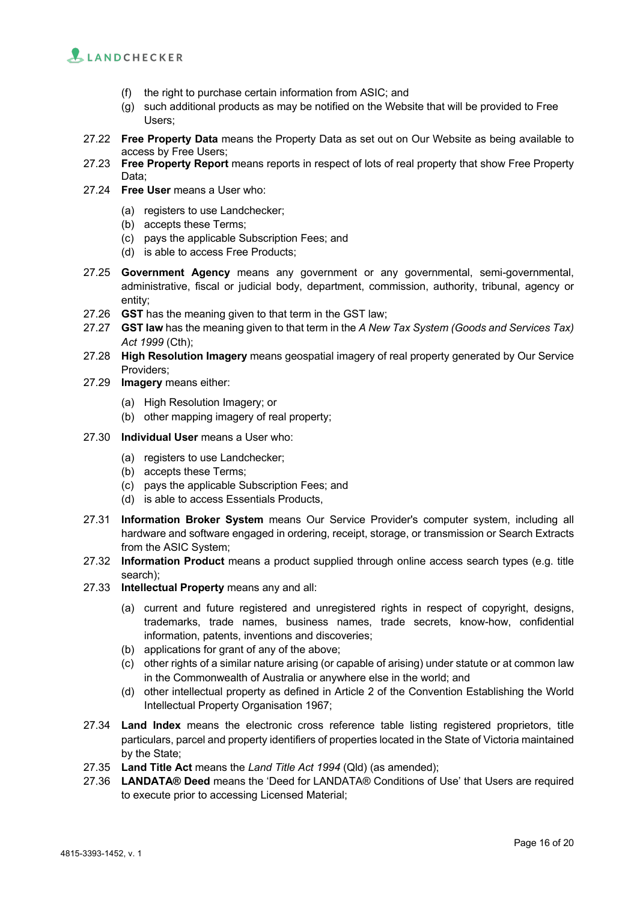(f) the right to purchase certain information from ASIC; and
(g) such additional products as may be notified on the Website that will be provided to Free Users;

27.22 **Free Property Data** means the Property Data as set out on Our Website as being available to access by Free Users;

27.23 **Free Property Report** means reports in respect of lots of real property that show Free Property Data;

27.24 **Free User** means a User who:

(a) registers to use Landchecker;
(b) accepts these Terms;
(c) pays the applicable Subscription Fees; and
(d) is able to access Free Products;

27.25 **Government Agency** means any government or any governmental, semi-governmental, administrative, fiscal or judicial body, department, commission, authority, tribunal, agency or entity;

27.26 **GST** has the meaning given to that term in the GST law;

27.27 **GST law** has the meaning given to that term in the *A New Tax System (Goods and Services Tax) Act 1999* (Cth);

27.28 **High Resolution Imagery** means geospatial imagery of real property generated by Our Service Providers;

27.29 **Imagery** means either:

(a) High Resolution Imagery; or
(b) other mapping imagery of real property;

27.30 **Individual User** means a User who:

(a) registers to use Landchecker;
(b) accepts these Terms;
(c) pays the applicable Subscription Fees; and
(d) is able to access Essentials Products,

27.31 **Information Broker System** means Our Service Provider's computer system, including all hardware and software engaged in ordering, receipt, storage, or transmission or Search Extracts from the ASIC System;

27.32 **Information Product** means a product supplied through online access search types (e.g. title search);

27.33 **Intellectual Property** means any and all:

(a) current and future registered and unregistered rights in respect of copyright, designs, trademarks, trade names, business names, trade secrets, know-how, confidential information, patents, inventions and discoveries;
(b) applications for grant of any of the above;
(c) other rights of a similar nature arising (or capable of arising) under statute or at common law in the Commonwealth of Australia or anywhere else in the world; and
(d) other intellectual property as defined in Article 2 of the Convention Establishing the World Intellectual Property Organisation 1967;

27.34 **Land Index** means the electronic cross reference table listing registered proprietors, title particulars, parcel and property identifiers of properties located in the State of Victoria maintained by the State;

27.35 **Land Title Act** means the *Land Title Act 1994* (Qld) (as amended);

27.36 **LANDATA® Deed** means the 'Deed for LANDATA® Conditions of Use' that Users are required to execute prior to accessing Licensed Material;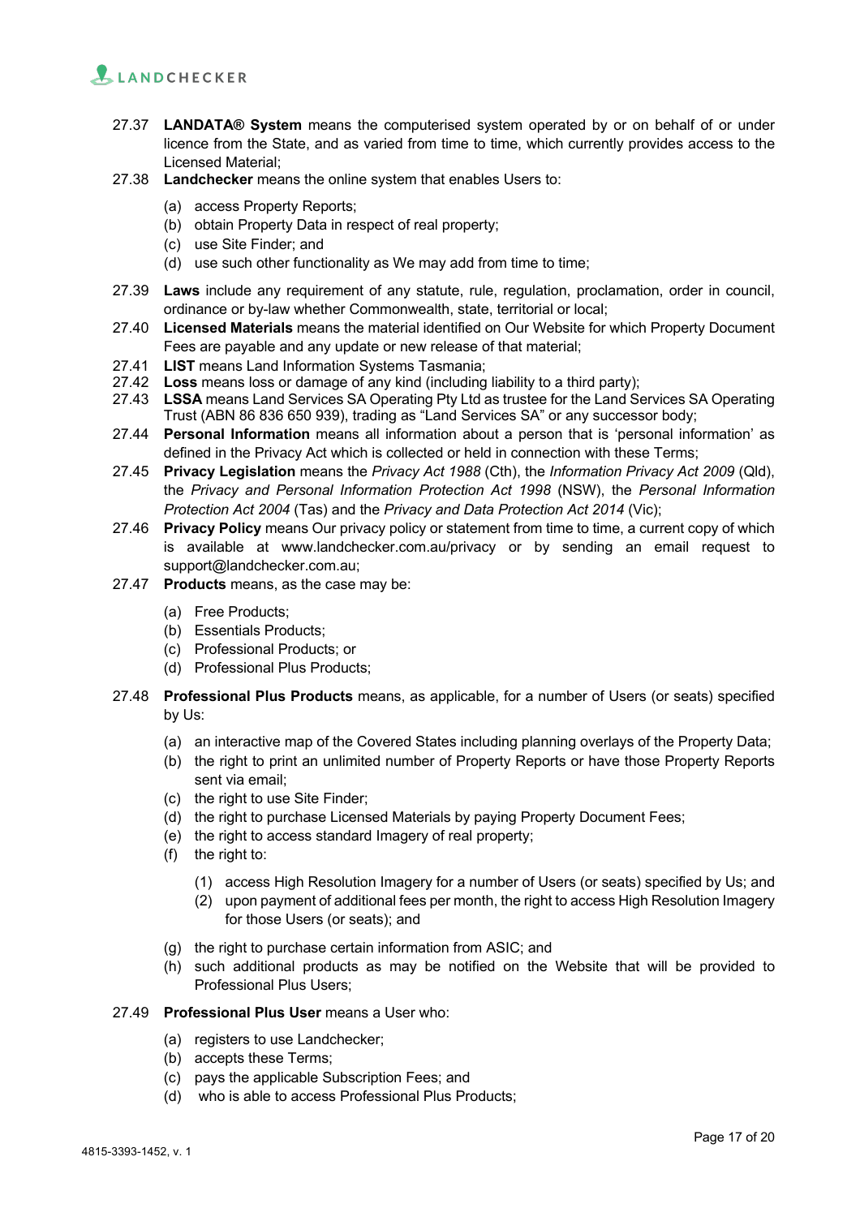27.37 **LANDATA® System** means the computerised system operated by or on behalf of or under licence from the State, and as varied from time to time, which currently provides access to the Licensed Material;

27.38 **Landchecker** means the online system that enables Users to:

- (a) access Property Reports;
- (b) obtain Property Data in respect of real property;
- (c) use Site Finder; and
- (d) use such other functionality as We may add from time to time;

27.39 **Laws** include any requirement of any statute, rule, regulation, proclamation, order in council, ordinance or by-law whether Commonwealth, state, territorial or local;

27.40 **Licensed Materials** means the material identified on Our Website for which Property Document Fees are payable and any update or new release of that material;

27.41 **LIST** means Land Information Systems Tasmania;

27.42 **Loss** means loss or damage of any kind (including liability to a third party);

27.43 **LSSA** means Land Services SA Operating Pty Ltd as trustee for the Land Services SA Operating Trust (ABN 86 836 650 939), trading as "Land Services SA" or any successor body;

27.44 **Personal Information** means all information about a person that is 'personal information' as defined in the Privacy Act which is collected or held in connection with these Terms;

27.45 **Privacy Legislation** means the *Privacy Act 1988* (Cth), the *Information Privacy Act 2009* (Qld), the *Privacy and Personal Information Protection Act 1998* (NSW), the *Personal Information Protection Act 2004* (Tas) and the *Privacy and Data Protection Act 2014* (Vic);

27.46 **Privacy Policy** means Our privacy policy or statement from time to time, a current copy of which is available at www.landchecker.com.au/privacy or by sending an email request to support@landchecker.com.au;

27.47 **Products** means, as the case may be:

- (a) Free Products;
- (b) Essentials Products;
- (c) Professional Products; or
- (d) Professional Plus Products;

27.48 **Professional Plus Products** means, as applicable, for a number of Users (or seats) specified by Us:

- (a) an interactive map of the Covered States including planning overlays of the Property Data;
- (b) the right to print an unlimited number of Property Reports or have those Property Reports sent via email;
- (c) the right to use Site Finder;
- (d) the right to purchase Licensed Materials by paying Property Document Fees;
- (e) the right to access standard Imagery of real property;
- (f) the right to:
  - (1) access High Resolution Imagery for a number of Users (or seats) specified by Us; and
  - (2) upon payment of additional fees per month, the right to access High Resolution Imagery for those Users (or seats); and
- (g) the right to purchase certain information from ASIC; and
- (h) such additional products as may be notified on the Website that will be provided to Professional Plus Users;

27.49 **Professional Plus User** means a User who:

- (a) registers to use Landchecker;
- (b) accepts these Terms;
- (c) pays the applicable Subscription Fees; and
- (d) who is able to access Professional Plus Products;

4815-3393-1452, v. 1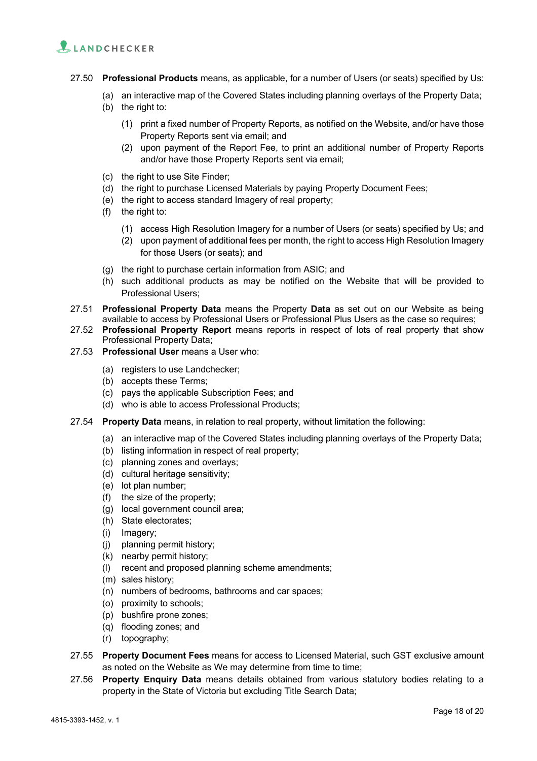27.50 **Professional Products** means, as applicable, for a number of Users (or seats) specified by Us:

(a) an interactive map of the Covered States including planning overlays of the Property Data;

(b) the right to:

(1) print a fixed number of Property Reports, as notified on the Website, and/or have those Property Reports sent via email; and

(2) upon payment of the Report Fee, to print an additional number of Property Reports and/or have those Property Reports sent via email;

(c) the right to use Site Finder;

(d) the right to purchase Licensed Materials by paying Property Document Fees;

(e) the right to access standard Imagery of real property;

(f) the right to:

(1) access High Resolution Imagery for a number of Users (or seats) specified by Us; and

(2) upon payment of additional fees per month, the right to access High Resolution Imagery for those Users (or seats); and

(g) the right to purchase certain information from ASIC; and

(h) such additional products as may be notified on the Website that will be provided to Professional Users;

27.51 **Professional Property Data** means the Property **Data** as set out on our Website as being available to access by Professional Users or Professional Plus Users as the case so requires;

27.52 **Professional Property Report** means reports in respect of lots of real property that show Professional Property Data;

27.53 **Professional User** means a User who:

(a) registers to use Landchecker;

(b) accepts these Terms;

(c) pays the applicable Subscription Fees; and

(d) who is able to access Professional Products;

27.54 **Property Data** means, in relation to real property, without limitation the following:

(a) an interactive map of the Covered States including planning overlays of the Property Data;

(b) listing information in respect of real property;

(c) planning zones and overlays;

(d) cultural heritage sensitivity;

(e) lot plan number;

(f) the size of the property;

(g) local government council area;

(h) State electorates;

(i) Imagery;

(j) planning permit history;

(k) nearby permit history;

(l) recent and proposed planning scheme amendments;

(m) sales history;

(n) numbers of bedrooms, bathrooms and car spaces;

(o) proximity to schools;

(p) bushfire prone zones;

(q) flooding zones; and

(r) topography;

27.55 **Property Document Fees** means for access to Licensed Material, such GST exclusive amount as noted on the Website as We may determine from time to time;

27.56 **Property Enquiry Data** means details obtained from various statutory bodies relating to a property in the State of Victoria but excluding Title Search Data;

4815-3393-1452, v. 1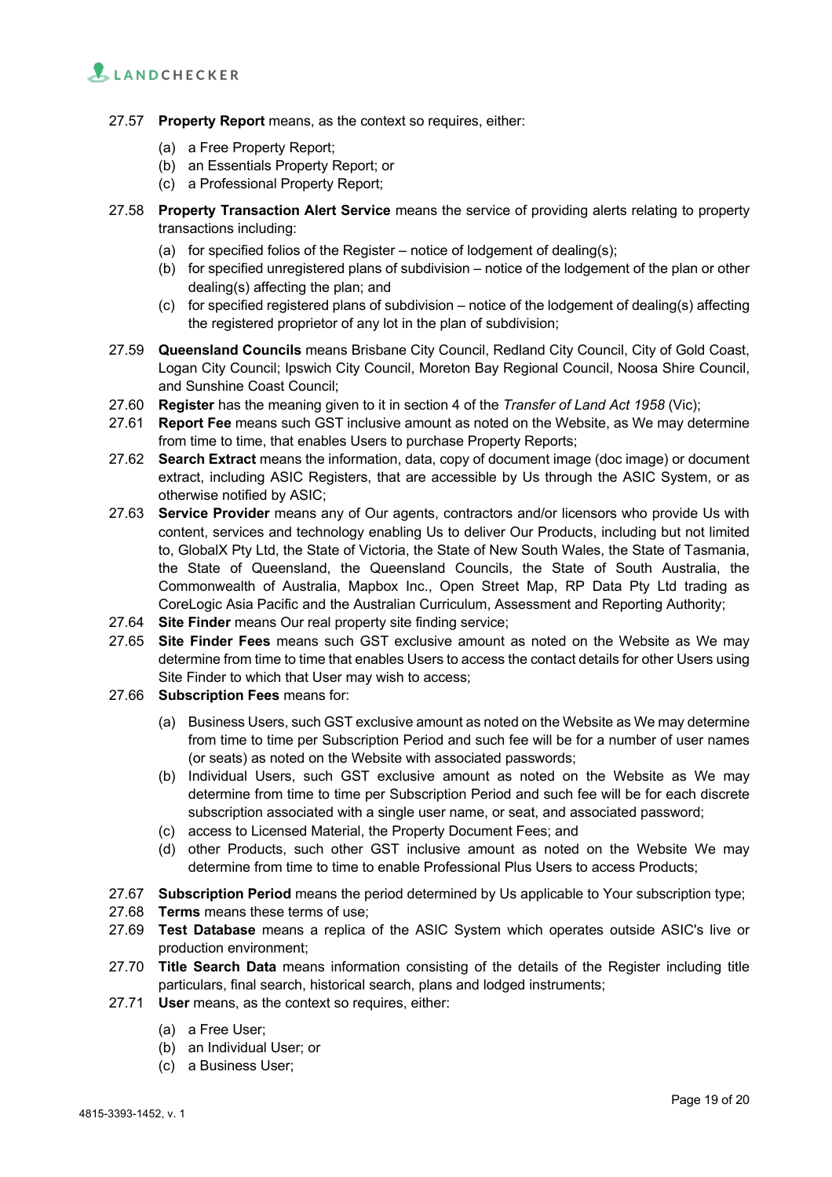27.57 **Property Report** means, as the context so requires, either:

(a) a Free Property Report;
(b) an Essentials Property Report; or
(c) a Professional Property Report;

27.58 **Property Transaction Alert Service** means the service of providing alerts relating to property transactions including:

(a) for specified folios of the Register – notice of lodgement of dealing(s);
(b) for specified unregistered plans of subdivision – notice of the lodgement of the plan or other dealing(s) affecting the plan; and
(c) for specified registered plans of subdivision – notice of the lodgement of dealing(s) affecting the registered proprietor of any lot in the plan of subdivision;

27.59 **Queensland Councils** means Brisbane City Council, Redland City Council, City of Gold Coast, Logan City Council; Ipswich City Council, Moreton Bay Regional Council, Noosa Shire Council, and Sunshine Coast Council;

27.60 **Register** has the meaning given to it in section 4 of the *Transfer of Land Act 1958* (Vic);

27.61 **Report Fee** means such GST inclusive amount as noted on the Website, as We may determine from time to time, that enables Users to purchase Property Reports;

27.62 **Search Extract** means the information, data, copy of document image (doc image) or document extract, including ASIC Registers, that are accessible by Us through the ASIC System, or as otherwise notified by ASIC;

27.63 **Service Provider** means any of Our agents, contractors and/or licensors who provide Us with content, services and technology enabling Us to deliver Our Products, including but not limited to, GlobalX Pty Ltd, the State of Victoria, the State of New South Wales, the State of Tasmania, the State of Queensland, the Queensland Councils, the State of South Australia, the Commonwealth of Australia, Mapbox Inc., Open Street Map, RP Data Pty Ltd trading as CoreLogic Asia Pacific and the Australian Curriculum, Assessment and Reporting Authority;

27.64 **Site Finder** means Our real property site finding service;

27.65 **Site Finder Fees** means such GST exclusive amount as noted on the Website as We may determine from time to time that enables Users to access the contact details for other Users using Site Finder to which that User may wish to access;

27.66 **Subscription Fees** means for:

(a) Business Users, such GST exclusive amount as noted on the Website as We may determine from time to time per Subscription Period and such fee will be for a number of user names (or seats) as noted on the Website with associated passwords;
(b) Individual Users, such GST exclusive amount as noted on the Website as We may determine from time to time per Subscription Period and such fee will be for each discrete subscription associated with a single user name, or seat, and associated password;
(c) access to Licensed Material, the Property Document Fees; and
(d) other Products, such other GST inclusive amount as noted on the Website We may determine from time to time to enable Professional Plus Users to access Products;

27.67 **Subscription Period** means the period determined by Us applicable to Your subscription type;

27.68 **Terms** means these terms of use;

27.69 **Test Database** means a replica of the ASIC System which operates outside ASIC's live or production environment;

27.70 **Title Search Data** means information consisting of the details of the Register including title particulars, final search, historical search, plans and lodged instruments;

27.71 **User** means, as the context so requires, either:

(a) a Free User;
(b) an Individual User; or
(c) a Business User;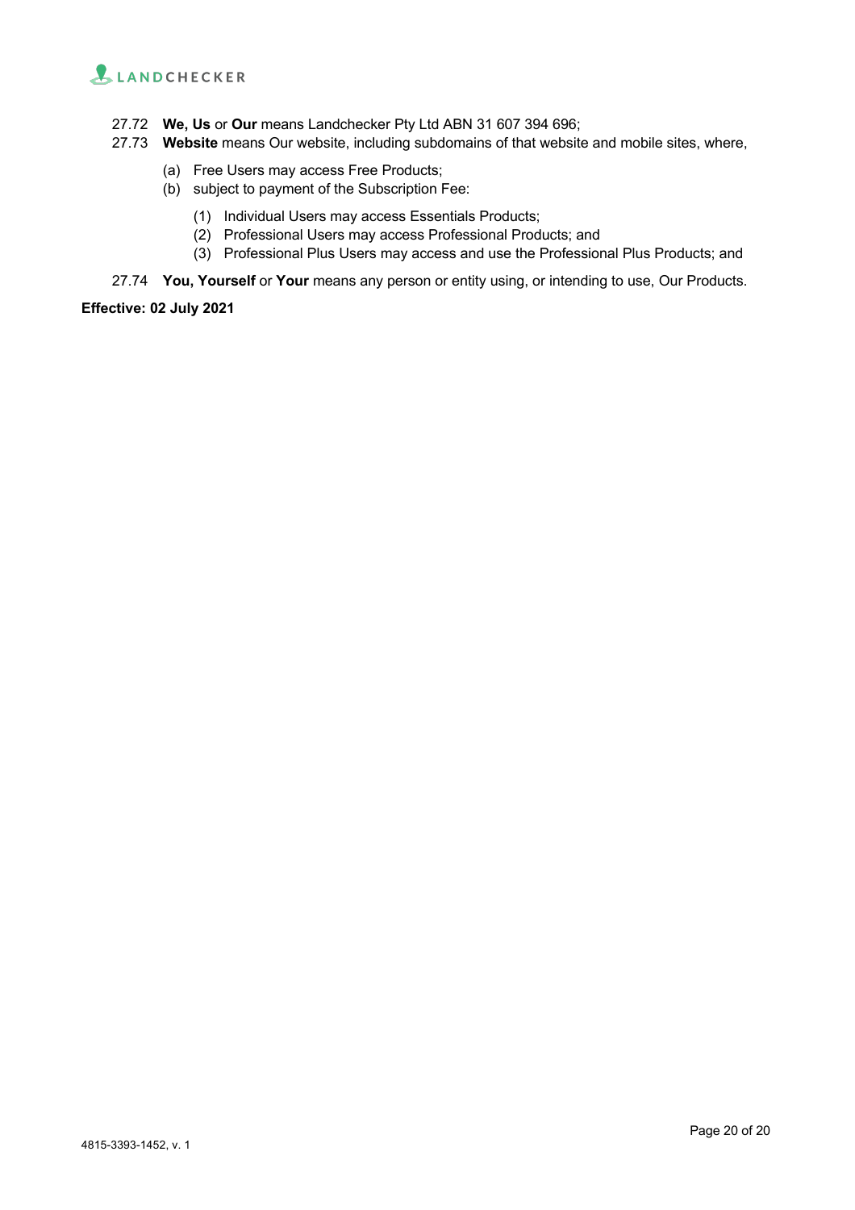27.72 **We, Us** or **Our** means Landchecker Pty Ltd ABN 31 607 394 696;

27.73 **Website** means Our website, including subdomains of that website and mobile sites, where,

(a) Free Users may access Free Products;

(b) subject to payment of the Subscription Fee:

(1) Individual Users may access Essentials Products;

(2) Professional Users may access Professional Products; and

(3) Professional Plus Users may access and use the Professional Plus Products; and

27.74 **You, Yourself** or **Your** means any person or entity using, or intending to use, Our Products.

**Effective: 02 July 2021**

4815-3393-1452, v. 1